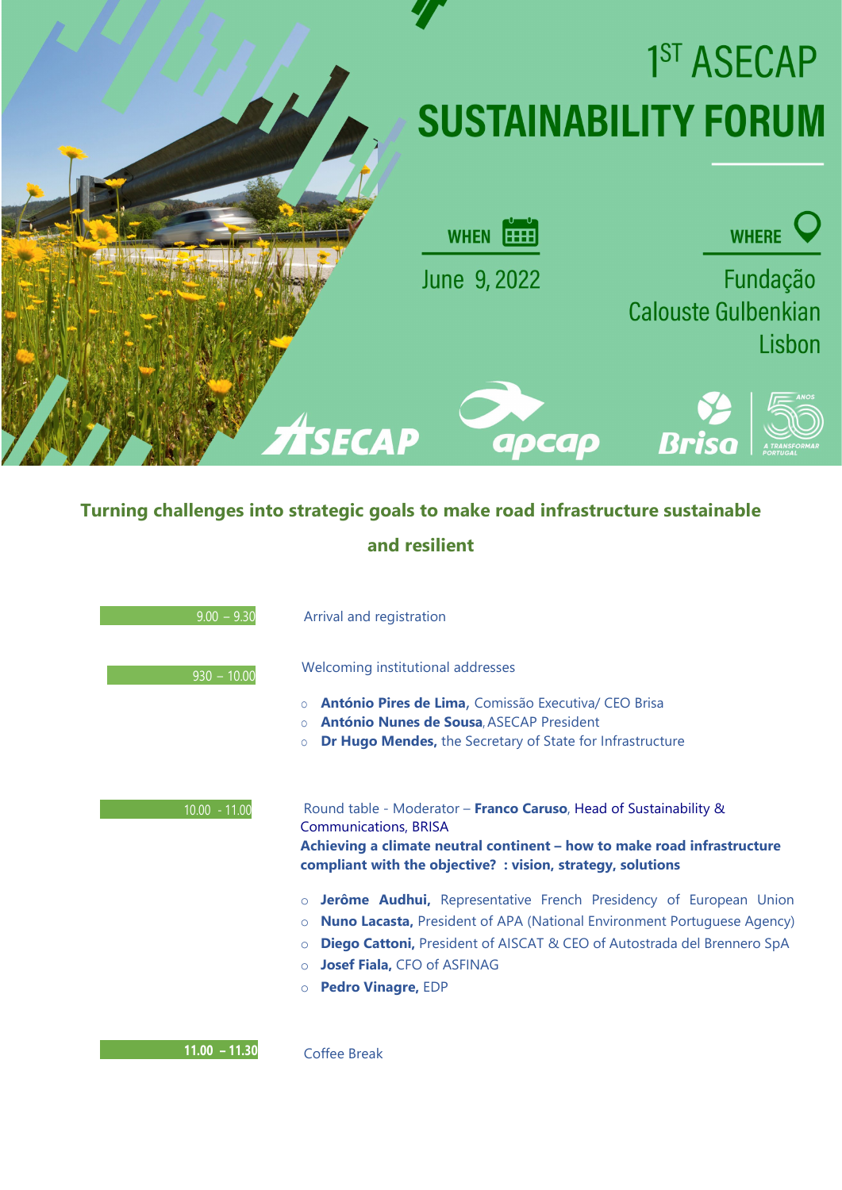# 1ST ASECAP
# SUSTAINABILITY FORUM

**WHEN**

June 9, 2022

**WHERE**

Fundação Calouste Gulbenkian Lisbon

ASECAP apcap Brisa

## Turning challenges into strategic goals to make road infrastructure sustainable and resilient

| | |
|---|---|
| 9.00 – 9.30 | Arrival and registration |
| 930 – 10.00 | Welcoming institutional addresses<br>○ **António Pires de Lima,** Comissão Executiva/ CEO Brisa<br>○ **António Nunes de Sousa**, ASECAP President<br>○ **Dr Hugo Mendes,** the Secretary of State for Infrastructure |
| 10.00 - 11.00 | Round table - Moderator – **Franco Caruso**, Head of Sustainability & Communications, BRISA<br>**Achieving a climate neutral continent – how to make road infrastructure compliant with the objective? : vision, strategy, solutions**<br>○ **Jerôme Audhui,** Representative French Presidency of European Union<br>○ **Nuno Lacasta,** President of APA (National Environment Portuguese Agency)<br>○ **Diego Cattoni,** President of AISCAT & CEO of Autostrada del Brennero SpA<br>○ **Josef Fiala,** CFO of ASFINAG<br>○ **Pedro Vinagre,** EDP |
| **11.00 – 11.30** | Coffee Break |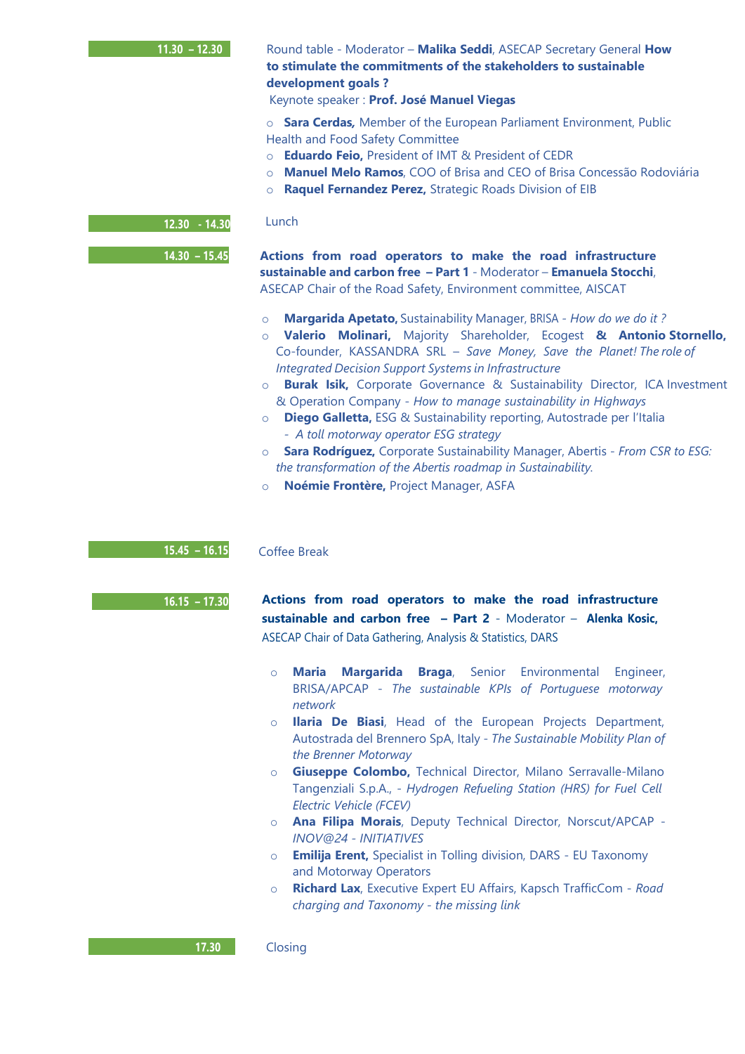**11.30 – 12.30**

Round table - Moderator – **Malika Seddi**, ASECAP Secretary General **How to stimulate the commitments of the stakeholders to sustainable development goals ?**

Keynote speaker : **Prof. José Manuel Viegas**

- **Sara Cerdas,** Member of the European Parliament Environment, Public Health and Food Safety Committee
- **Eduardo Feio,** President of IMT & President of CEDR
- **Manuel Melo Ramos**, COO of Brisa and CEO of Brisa Concessão Rodoviária
- **Raquel Fernandez Perez,** Strategic Roads Division of EIB

**12.30 - 14.30**

Lunch

**14.30 – 15.45**

**Actions from road operators to make the road infrastructure sustainable and carbon free – Part 1** - Moderator – **Emanuela Stocchi**, ASECAP Chair of the Road Safety, Environment committee, AISCAT

- **Margarida Apetato,** Sustainability Manager, BRISA - *How do we do it ?*
- **Valerio Molinari,** Majority Shareholder, Ecogest **& Antonio Stornello,** Co-founder, KASSANDRA SRL – *Save Money, Save the Planet! The role of Integrated Decision Support Systems in Infrastructure*
- **Burak Isik,** Corporate Governance & Sustainability Director, ICA Investment & Operation Company - *How to manage sustainability in Highways*
- **Diego Galletta,** ESG & Sustainability reporting, Autostrade per l'Italia - *A toll motorway operator ESG strategy*
- **Sara Rodríguez,** Corporate Sustainability Manager, Abertis - *From CSR to ESG: the transformation of the Abertis roadmap in Sustainability.*
- **Noémie Frontère,** Project Manager, ASFA

**15.45 – 16.15**

Coffee Break

**16.15 – 17.30**

**Actions from road operators to make the road infrastructure sustainable and carbon free – Part 2** - Moderator – **Alenka Kosic,** ASECAP Chair of Data Gathering, Analysis & Statistics, DARS

- **Maria Margarida Braga**, Senior Environmental Engineer, BRISA/APCAP - *The sustainable KPIs of Portuguese motorway network*
- **Ilaria De Biasi**, Head of the European Projects Department, Autostrada del Brennero SpA, Italy - *The Sustainable Mobility Plan of the Brenner Motorway*
- **Giuseppe Colombo,** Technical Director, Milano Serravalle-Milano Tangenziali S.p.A., - *Hydrogen Refueling Station (HRS) for Fuel Cell Electric Vehicle (FCEV)*
- **Ana Filipa Morais**, Deputy Technical Director, Norscut/APCAP - *INOV@24 - INITIATIVES*
- **Emilija Erent,** Specialist in Tolling division, DARS - EU Taxonomy and Motorway Operators
- **Richard Lax**, Executive Expert EU Affairs, Kapsch TrafficCom - *Road charging and Taxonomy - the missing link*

**17.30**

Closing